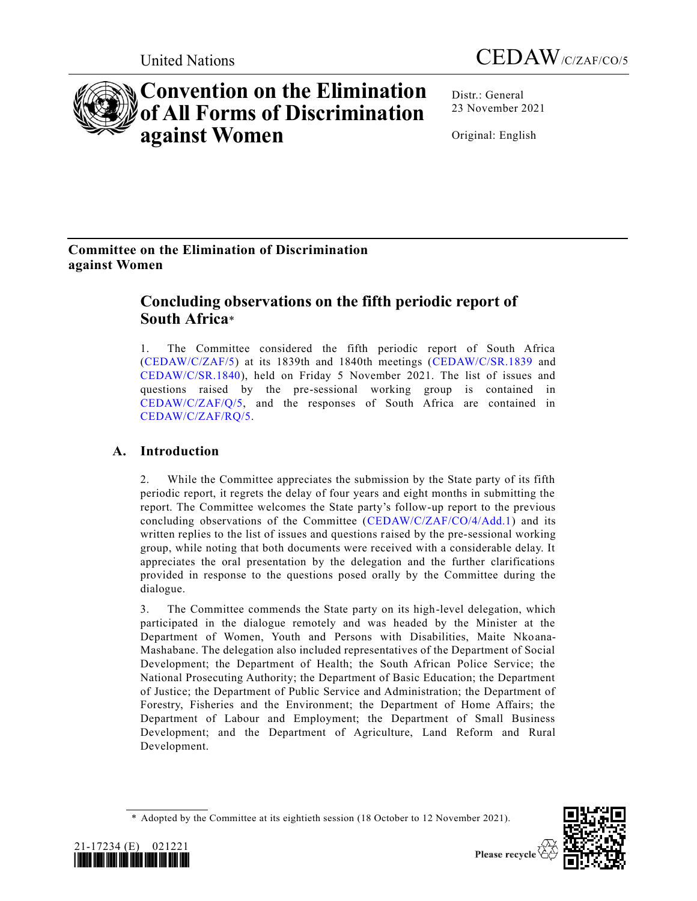United Nations

CEDAW/C/ZAF/CO/5

# Convention on the Elimination of All Forms of Discrimination against Women

Distr.: General
23 November 2021

Original: English

## Committee on the Elimination of Discrimination against Women

# Concluding observations on the fifth periodic report of South Africa*

1. The Committee considered the fifth periodic report of South Africa (CEDAW/C/ZAF/5) at its 1839th and 1840th meetings (CEDAW/C/SR.1839 and CEDAW/C/SR.1840), held on Friday 5 November 2021. The list of issues and questions raised by the pre-sessional working group is contained in CEDAW/C/ZAF/Q/5, and the responses of South Africa are contained in CEDAW/C/ZAF/RQ/5.

## A. Introduction

2. While the Committee appreciates the submission by the State party of its fifth periodic report, it regrets the delay of four years and eight months in submitting the report. The Committee welcomes the State party's follow-up report to the previous concluding observations of the Committee (CEDAW/C/ZAF/CO/4/Add.1) and its written replies to the list of issues and questions raised by the pre-sessional working group, while noting that both documents were received with a considerable delay. It appreciates the oral presentation by the delegation and the further clarifications provided in response to the questions posed orally by the Committee during the dialogue.

3. The Committee commends the State party on its high-level delegation, which participated in the dialogue remotely and was headed by the Minister at the Department of Women, Youth and Persons with Disabilities, Maite Nkoana-Mashabane. The delegation also included representatives of the Department of Social Development; the Department of Health; the South African Police Service; the National Prosecuting Authority; the Department of Basic Education; the Department of Justice; the Department of Public Service and Administration; the Department of Forestry, Fisheries and the Environment; the Department of Home Affairs; the Department of Labour and Employment; the Department of Small Business Development; and the Department of Agriculture, Land Reform and Rural Development.

\* Adopted by the Committee at its eightieth session (18 October to 12 November 2021).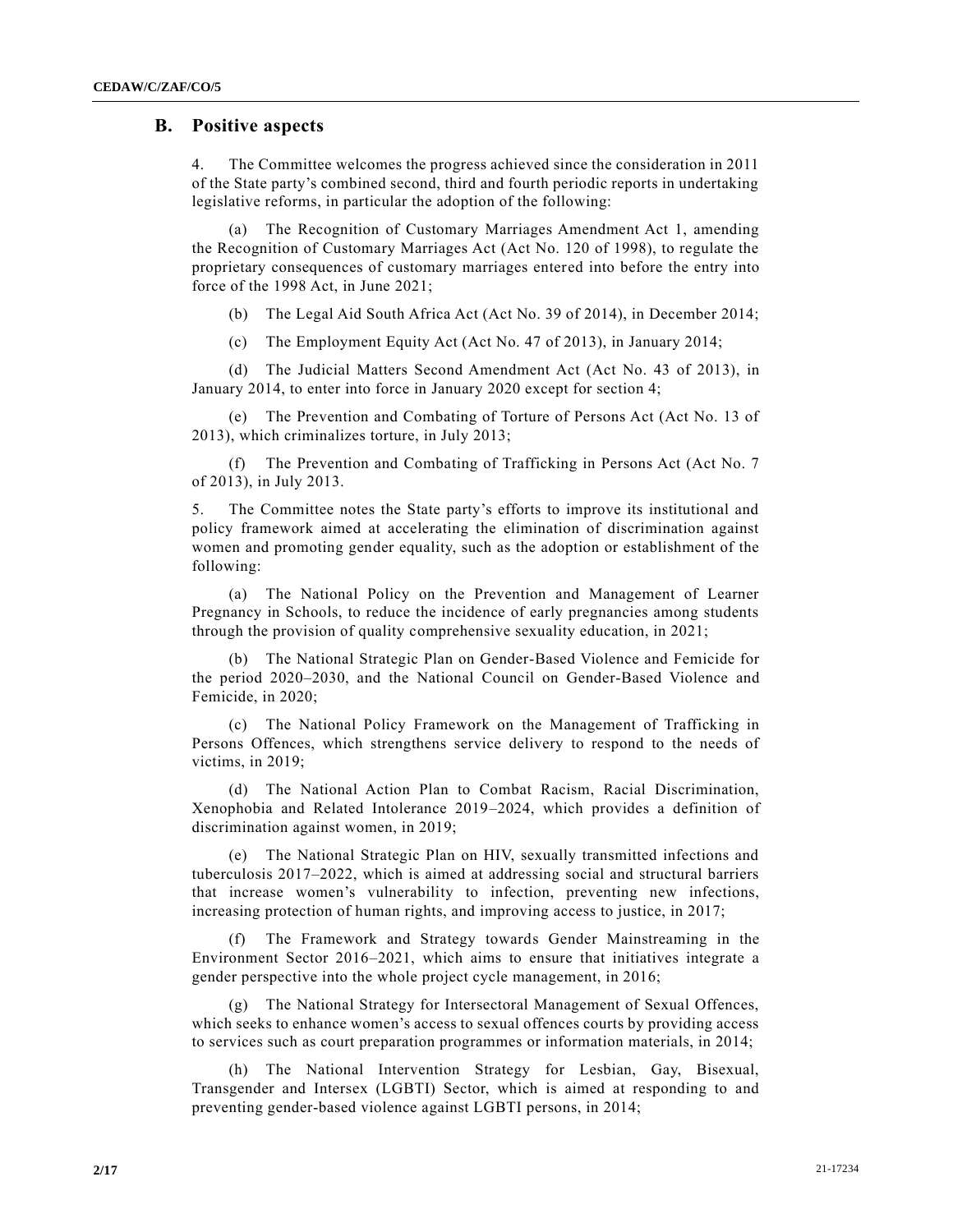## B. Positive aspects

4. The Committee welcomes the progress achieved since the consideration in 2011 of the State party's combined second, third and fourth periodic reports in undertaking legislative reforms, in particular the adoption of the following:

(a) The Recognition of Customary Marriages Amendment Act 1, amending the Recognition of Customary Marriages Act (Act No. 120 of 1998), to regulate the proprietary consequences of customary marriages entered into before the entry into force of the 1998 Act, in June 2021;

(b) The Legal Aid South Africa Act (Act No. 39 of 2014), in December 2014;

(c) The Employment Equity Act (Act No. 47 of 2013), in January 2014;

(d) The Judicial Matters Second Amendment Act (Act No. 43 of 2013), in January 2014, to enter into force in January 2020 except for section 4;

(e) The Prevention and Combating of Torture of Persons Act (Act No. 13 of 2013), which criminalizes torture, in July 2013;

(f) The Prevention and Combating of Trafficking in Persons Act (Act No. 7 of 2013), in July 2013.

5. The Committee notes the State party's efforts to improve its institutional and policy framework aimed at accelerating the elimination of discrimination against women and promoting gender equality, such as the adoption or establishment of the following:

(a) The National Policy on the Prevention and Management of Learner Pregnancy in Schools, to reduce the incidence of early pregnancies among students through the provision of quality comprehensive sexuality education, in 2021;

(b) The National Strategic Plan on Gender-Based Violence and Femicide for the period 2020–2030, and the National Council on Gender-Based Violence and Femicide, in 2020;

(c) The National Policy Framework on the Management of Trafficking in Persons Offences, which strengthens service delivery to respond to the needs of victims, in 2019;

(d) The National Action Plan to Combat Racism, Racial Discrimination, Xenophobia and Related Intolerance 2019–2024, which provides a definition of discrimination against women, in 2019;

(e) The National Strategic Plan on HIV, sexually transmitted infections and tuberculosis 2017–2022, which is aimed at addressing social and structural barriers that increase women's vulnerability to infection, preventing new infections, increasing protection of human rights, and improving access to justice, in 2017;

(f) The Framework and Strategy towards Gender Mainstreaming in the Environment Sector 2016–2021, which aims to ensure that initiatives integrate a gender perspective into the whole project cycle management, in 2016;

(g) The National Strategy for Intersectoral Management of Sexual Offences, which seeks to enhance women's access to sexual offences courts by providing access to services such as court preparation programmes or information materials, in 2014;

(h) The National Intervention Strategy for Lesbian, Gay, Bisexual, Transgender and Intersex (LGBTI) Sector, which is aimed at responding to and preventing gender-based violence against LGBTI persons, in 2014;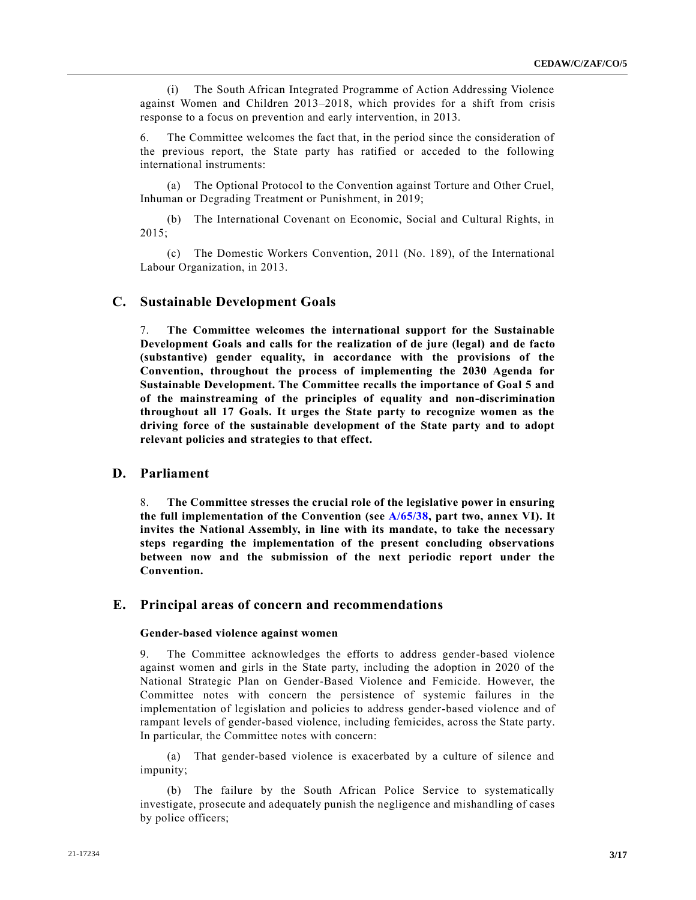(i) The South African Integrated Programme of Action Addressing Violence against Women and Children 2013–2018, which provides for a shift from crisis response to a focus on prevention and early intervention, in 2013.

6. The Committee welcomes the fact that, in the period since the consideration of the previous report, the State party has ratified or acceded to the following international instruments:

(a) The Optional Protocol to the Convention against Torture and Other Cruel, Inhuman or Degrading Treatment or Punishment, in 2019;

(b) The International Covenant on Economic, Social and Cultural Rights, in 2015;

(c) The Domestic Workers Convention, 2011 (No. 189), of the International Labour Organization, in 2013.

## C. Sustainable Development Goals

7. **The Committee welcomes the international support for the Sustainable Development Goals and calls for the realization of de jure (legal) and de facto (substantive) gender equality, in accordance with the provisions of the Convention, throughout the process of implementing the 2030 Agenda for Sustainable Development. The Committee recalls the importance of Goal 5 and of the mainstreaming of the principles of equality and non-discrimination throughout all 17 Goals. It urges the State party to recognize women as the driving force of the sustainable development of the State party and to adopt relevant policies and strategies to that effect.**

## D. Parliament

8. **The Committee stresses the crucial role of the legislative power in ensuring the full implementation of the Convention (see A/65/38, part two, annex VI). It invites the National Assembly, in line with its mandate, to take the necessary steps regarding the implementation of the present concluding observations between now and the submission of the next periodic report under the Convention.**

## E. Principal areas of concern and recommendations

### Gender-based violence against women

9. The Committee acknowledges the efforts to address gender-based violence against women and girls in the State party, including the adoption in 2020 of the National Strategic Plan on Gender-Based Violence and Femicide. However, the Committee notes with concern the persistence of systemic failures in the implementation of legislation and policies to address gender-based violence and of rampant levels of gender-based violence, including femicides, across the State party. In particular, the Committee notes with concern:

(a) That gender-based violence is exacerbated by a culture of silence and impunity;

(b) The failure by the South African Police Service to systematically investigate, prosecute and adequately punish the negligence and mishandling of cases by police officers;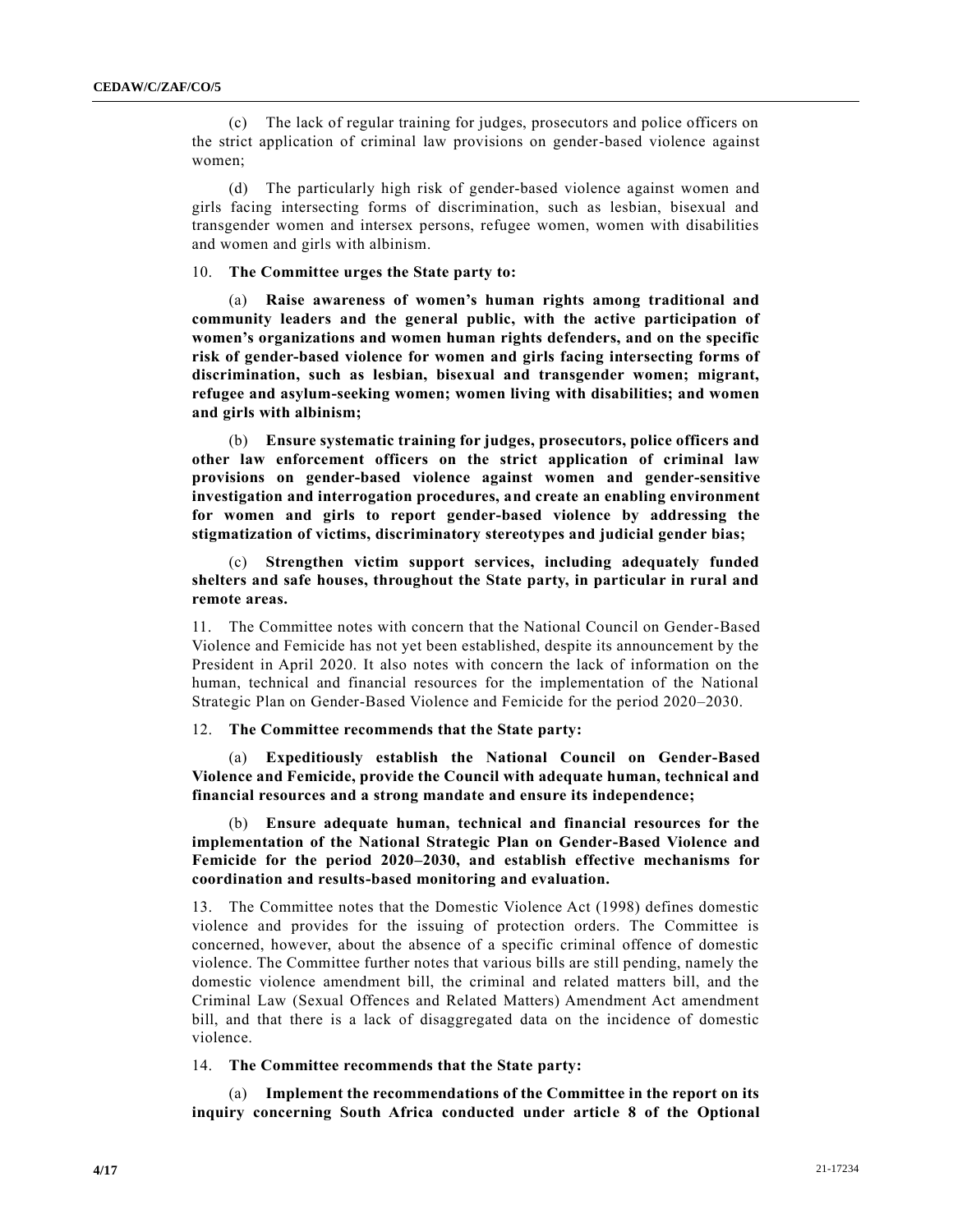(c) The lack of regular training for judges, prosecutors and police officers on the strict application of criminal law provisions on gender-based violence against women;

(d) The particularly high risk of gender-based violence against women and girls facing intersecting forms of discrimination, such as lesbian, bisexual and transgender women and intersex persons, refugee women, women with disabilities and women and girls with albinism.

10. **The Committee urges the State party to:**

(a) **Raise awareness of women's human rights among traditional and community leaders and the general public, with the active participation of women's organizations and women human rights defenders, and on the specific risk of gender-based violence for women and girls facing intersecting forms of discrimination, such as lesbian, bisexual and transgender women; migrant, refugee and asylum-seeking women; women living with disabilities; and women and girls with albinism;**

(b) **Ensure systematic training for judges, prosecutors, police officers and other law enforcement officers on the strict application of criminal law provisions on gender-based violence against women and gender-sensitive investigation and interrogation procedures, and create an enabling environment for women and girls to report gender-based violence by addressing the stigmatization of victims, discriminatory stereotypes and judicial gender bias;**

(c) **Strengthen victim support services, including adequately funded shelters and safe houses, throughout the State party, in particular in rural and remote areas.**

11. The Committee notes with concern that the National Council on Gender-Based Violence and Femicide has not yet been established, despite its announcement by the President in April 2020. It also notes with concern the lack of information on the human, technical and financial resources for the implementation of the National Strategic Plan on Gender-Based Violence and Femicide for the period 2020–2030.

12. **The Committee recommends that the State party:**

(a) **Expeditiously establish the National Council on Gender-Based Violence and Femicide, provide the Council with adequate human, technical and financial resources and a strong mandate and ensure its independence;**

(b) **Ensure adequate human, technical and financial resources for the implementation of the National Strategic Plan on Gender-Based Violence and Femicide for the period 2020–2030, and establish effective mechanisms for coordination and results-based monitoring and evaluation.**

13. The Committee notes that the Domestic Violence Act (1998) defines domestic violence and provides for the issuing of protection orders. The Committee is concerned, however, about the absence of a specific criminal offence of domestic violence. The Committee further notes that various bills are still pending, namely the domestic violence amendment bill, the criminal and related matters bill, and the Criminal Law (Sexual Offences and Related Matters) Amendment Act amendment bill, and that there is a lack of disaggregated data on the incidence of domestic violence.

14. **The Committee recommends that the State party:**

(a) **Implement the recommendations of the Committee in the report on its inquiry concerning South Africa conducted under article 8 of the Optional**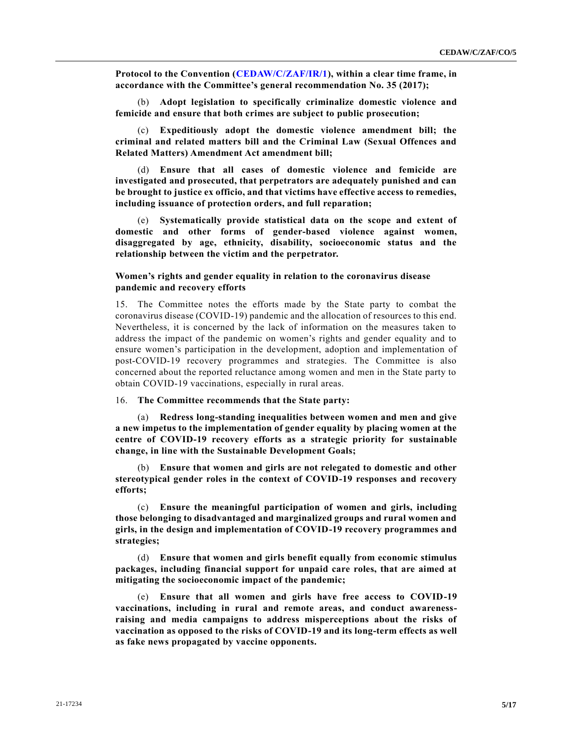**Protocol to the Convention (CEDAW/C/ZAF/IR/1), within a clear time frame, in accordance with the Committee's general recommendation No. 35 (2017);**

(b) **Adopt legislation to specifically criminalize domestic violence and femicide and ensure that both crimes are subject to public prosecution;**

(c) **Expeditiously adopt the domestic violence amendment bill; the criminal and related matters bill and the Criminal Law (Sexual Offences and Related Matters) Amendment Act amendment bill;**

(d) **Ensure that all cases of domestic violence and femicide are investigated and prosecuted, that perpetrators are adequately punished and can be brought to justice ex officio, and that victims have effective access to remedies, including issuance of protection orders, and full reparation;**

(e) **Systematically provide statistical data on the scope and extent of domestic and other forms of gender-based violence against women, disaggregated by age, ethnicity, disability, socioeconomic status and the relationship between the victim and the perpetrator.**

### Women's rights and gender equality in relation to the coronavirus disease pandemic and recovery efforts

15. The Committee notes the efforts made by the State party to combat the coronavirus disease (COVID-19) pandemic and the allocation of resources to this end. Nevertheless, it is concerned by the lack of information on the measures taken to address the impact of the pandemic on women's rights and gender equality and to ensure women's participation in the development, adoption and implementation of post-COVID-19 recovery programmes and strategies. The Committee is also concerned about the reported reluctance among women and men in the State party to obtain COVID-19 vaccinations, especially in rural areas.

16. **The Committee recommends that the State party:**

(a) **Redress long-standing inequalities between women and men and give a new impetus to the implementation of gender equality by placing women at the centre of COVID-19 recovery efforts as a strategic priority for sustainable change, in line with the Sustainable Development Goals;**

(b) **Ensure that women and girls are not relegated to domestic and other stereotypical gender roles in the context of COVID-19 responses and recovery efforts;**

(c) **Ensure the meaningful participation of women and girls, including those belonging to disadvantaged and marginalized groups and rural women and girls, in the design and implementation of COVID-19 recovery programmes and strategies;**

(d) **Ensure that women and girls benefit equally from economic stimulus packages, including financial support for unpaid care roles, that are aimed at mitigating the socioeconomic impact of the pandemic;**

(e) **Ensure that all women and girls have free access to COVID-19 vaccinations, including in rural and remote areas, and conduct awareness-raising and media campaigns to address misperceptions about the risks of vaccination as opposed to the risks of COVID-19 and its long-term effects as well as fake news propagated by vaccine opponents.**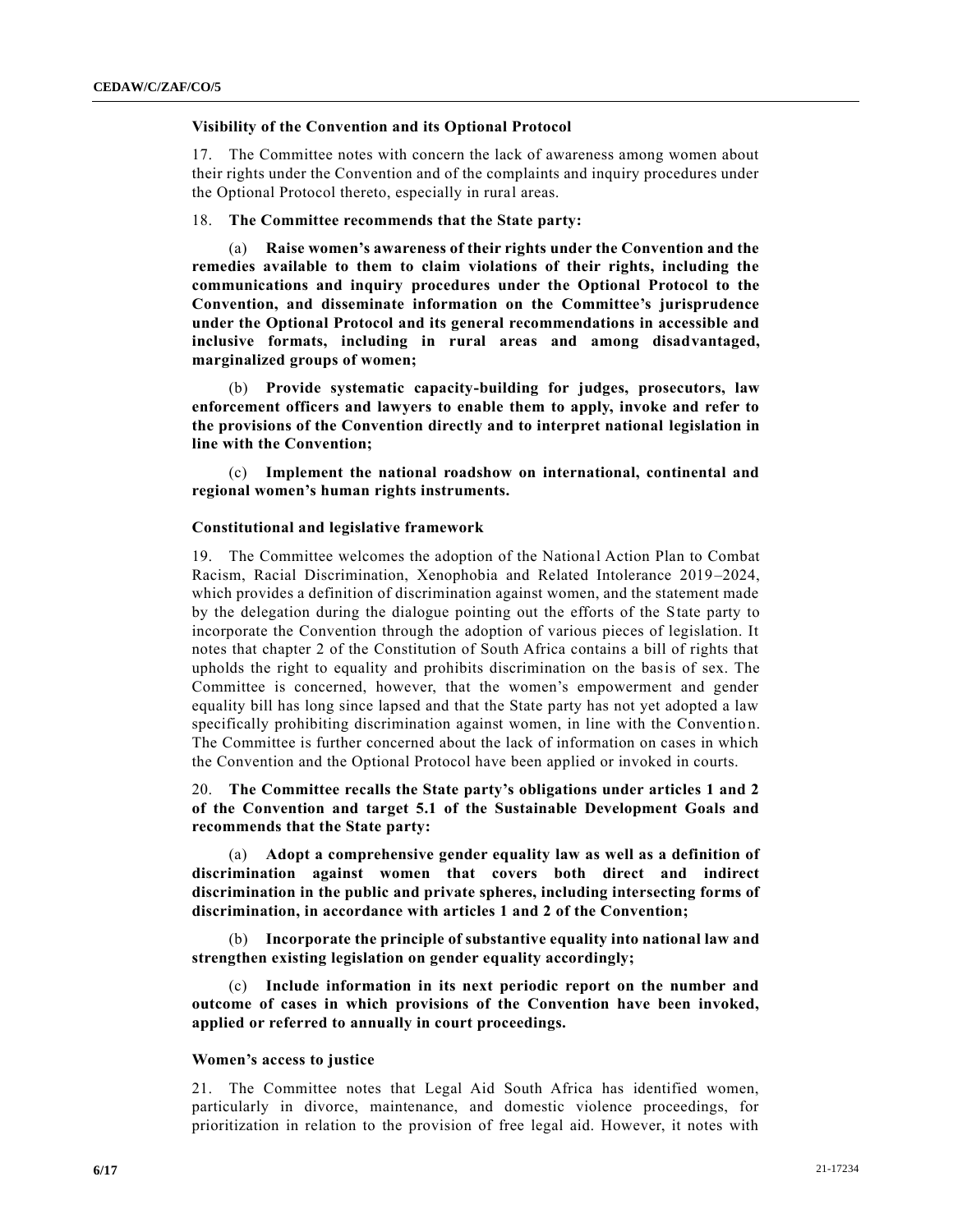### Visibility of the Convention and its Optional Protocol

17. The Committee notes with concern the lack of awareness among women about their rights under the Convention and of the complaints and inquiry procedures under the Optional Protocol thereto, especially in rural areas.

18. **The Committee recommends that the State party:**

(a) **Raise women's awareness of their rights under the Convention and the remedies available to them to claim violations of their rights, including the communications and inquiry procedures under the Optional Protocol to the Convention, and disseminate information on the Committee's jurisprudence under the Optional Protocol and its general recommendations in accessible and inclusive formats, including in rural areas and among disadvantaged, marginalized groups of women;**

(b) **Provide systematic capacity-building for judges, prosecutors, law enforcement officers and lawyers to enable them to apply, invoke and refer to the provisions of the Convention directly and to interpret national legislation in line with the Convention;**

(c) **Implement the national roadshow on international, continental and regional women's human rights instruments.**

### Constitutional and legislative framework

19. The Committee welcomes the adoption of the National Action Plan to Combat Racism, Racial Discrimination, Xenophobia and Related Intolerance 2019–2024, which provides a definition of discrimination against women, and the statement made by the delegation during the dialogue pointing out the efforts of the State party to incorporate the Convention through the adoption of various pieces of legislation. It notes that chapter 2 of the Constitution of South Africa contains a bill of rights that upholds the right to equality and prohibits discrimination on the basis of sex. The Committee is concerned, however, that the women's empowerment and gender equality bill has long since lapsed and that the State party has not yet adopted a law specifically prohibiting discrimination against women, in line with the Convention. The Committee is further concerned about the lack of information on cases in which the Convention and the Optional Protocol have been applied or invoked in courts.

20. **The Committee recalls the State party's obligations under articles 1 and 2 of the Convention and target 5.1 of the Sustainable Development Goals and recommends that the State party:**

(a) **Adopt a comprehensive gender equality law as well as a definition of discrimination against women that covers both direct and indirect discrimination in the public and private spheres, including intersecting forms of discrimination, in accordance with articles 1 and 2 of the Convention;**

(b) **Incorporate the principle of substantive equality into national law and strengthen existing legislation on gender equality accordingly;**

(c) **Include information in its next periodic report on the number and outcome of cases in which provisions of the Convention have been invoked, applied or referred to annually in court proceedings.**

### Women's access to justice

21. The Committee notes that Legal Aid South Africa has identified women, particularly in divorce, maintenance, and domestic violence proceedings, for prioritization in relation to the provision of free legal aid. However, it notes with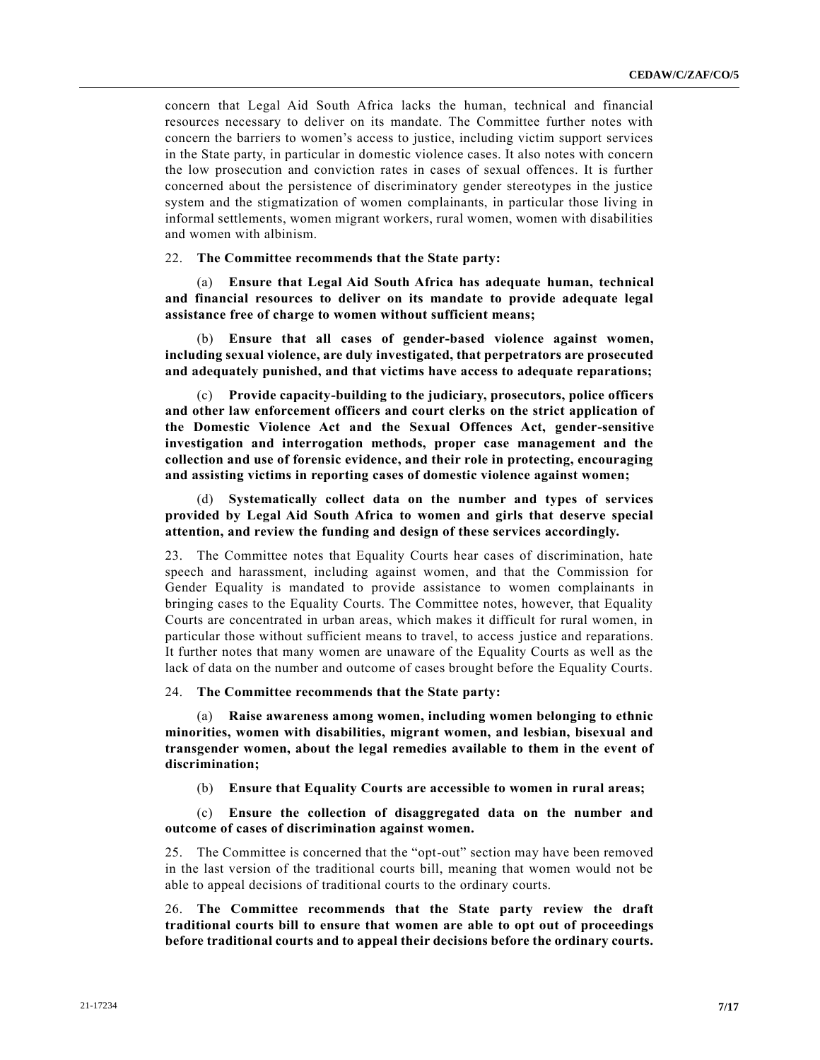concern that Legal Aid South Africa lacks the human, technical and financial resources necessary to deliver on its mandate. The Committee further notes with concern the barriers to women's access to justice, including victim support services in the State party, in particular in domestic violence cases. It also notes with concern the low prosecution and conviction rates in cases of sexual offences. It is further concerned about the persistence of discriminatory gender stereotypes in the justice system and the stigmatization of women complainants, in particular those living in informal settlements, women migrant workers, rural women, women with disabilities and women with albinism.

22. **The Committee recommends that the State party:**

(a) **Ensure that Legal Aid South Africa has adequate human, technical and financial resources to deliver on its mandate to provide adequate legal assistance free of charge to women without sufficient means;**

(b) **Ensure that all cases of gender-based violence against women, including sexual violence, are duly investigated, that perpetrators are prosecuted and adequately punished, and that victims have access to adequate reparations;**

(c) **Provide capacity-building to the judiciary, prosecutors, police officers and other law enforcement officers and court clerks on the strict application of the Domestic Violence Act and the Sexual Offences Act, gender-sensitive investigation and interrogation methods, proper case management and the collection and use of forensic evidence, and their role in protecting, encouraging and assisting victims in reporting cases of domestic violence against women;**

(d) **Systematically collect data on the number and types of services provided by Legal Aid South Africa to women and girls that deserve special attention, and review the funding and design of these services accordingly.**

23. The Committee notes that Equality Courts hear cases of discrimination, hate speech and harassment, including against women, and that the Commission for Gender Equality is mandated to provide assistance to women complainants in bringing cases to the Equality Courts. The Committee notes, however, that Equality Courts are concentrated in urban areas, which makes it difficult for rural women, in particular those without sufficient means to travel, to access justice and reparations. It further notes that many women are unaware of the Equality Courts as well as the lack of data on the number and outcome of cases brought before the Equality Courts.

24. **The Committee recommends that the State party:**

(a) **Raise awareness among women, including women belonging to ethnic minorities, women with disabilities, migrant women, and lesbian, bisexual and transgender women, about the legal remedies available to them in the event of discrimination;**

(b) **Ensure that Equality Courts are accessible to women in rural areas;**

(c) **Ensure the collection of disaggregated data on the number and outcome of cases of discrimination against women.**

25. The Committee is concerned that the "opt-out" section may have been removed in the last version of the traditional courts bill, meaning that women would not be able to appeal decisions of traditional courts to the ordinary courts.

26. **The Committee recommends that the State party review the draft traditional courts bill to ensure that women are able to opt out of proceedings before traditional courts and to appeal their decisions before the ordinary courts.**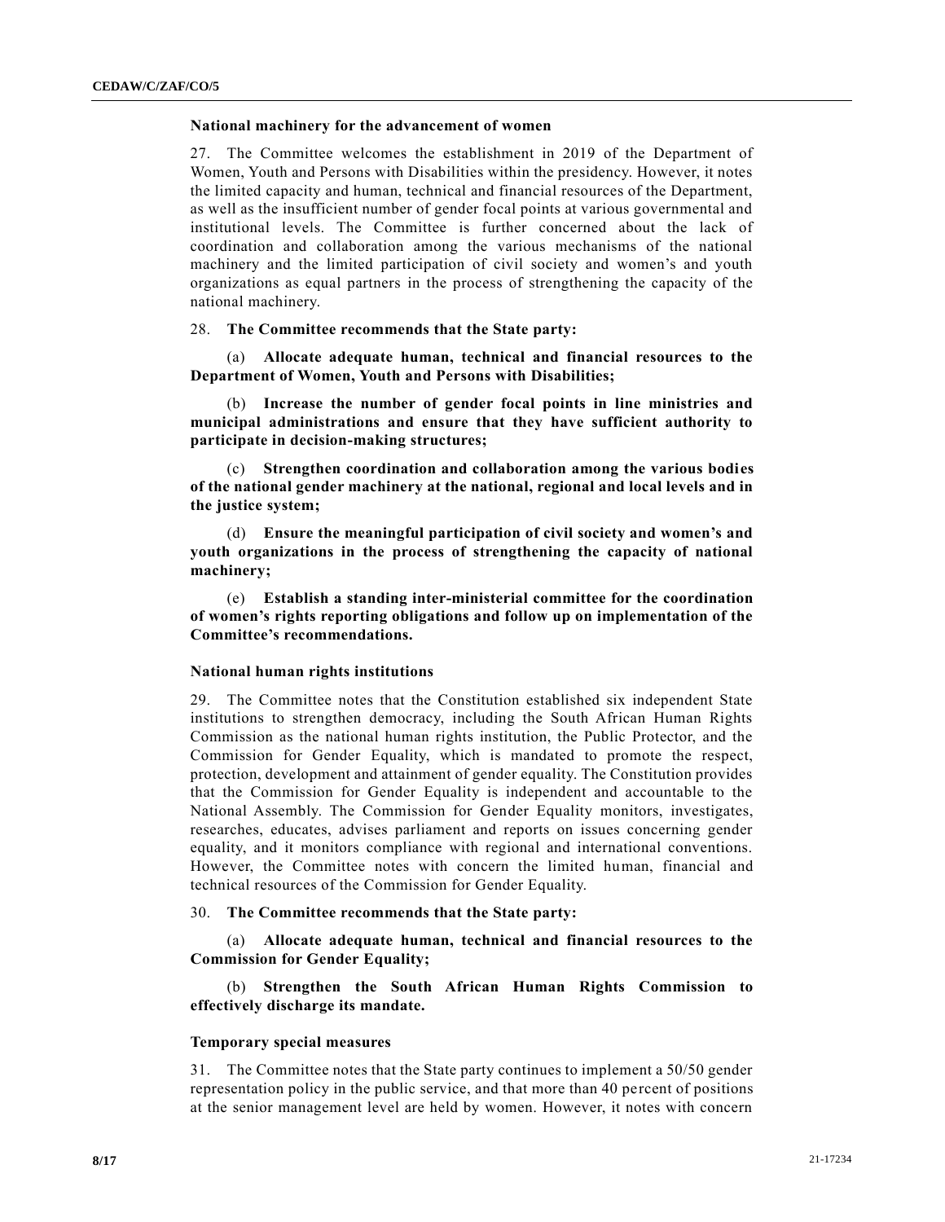### National machinery for the advancement of women

27. The Committee welcomes the establishment in 2019 of the Department of Women, Youth and Persons with Disabilities within the presidency. However, it notes the limited capacity and human, technical and financial resources of the Department, as well as the insufficient number of gender focal points at various governmental and institutional levels. The Committee is further concerned about the lack of coordination and collaboration among the various mechanisms of the national machinery and the limited participation of civil society and women's and youth organizations as equal partners in the process of strengthening the capacity of the national machinery.

28. **The Committee recommends that the State party:**

(a) **Allocate adequate human, technical and financial resources to the Department of Women, Youth and Persons with Disabilities;**

(b) **Increase the number of gender focal points in line ministries and municipal administrations and ensure that they have sufficient authority to participate in decision-making structures;**

(c) **Strengthen coordination and collaboration among the various bodies of the national gender machinery at the national, regional and local levels and in the justice system;**

(d) **Ensure the meaningful participation of civil society and women's and youth organizations in the process of strengthening the capacity of national machinery;**

(e) **Establish a standing inter-ministerial committee for the coordination of women's rights reporting obligations and follow up on implementation of the Committee's recommendations.**

### National human rights institutions

29. The Committee notes that the Constitution established six independent State institutions to strengthen democracy, including the South African Human Rights Commission as the national human rights institution, the Public Protector, and the Commission for Gender Equality, which is mandated to promote the respect, protection, development and attainment of gender equality. The Constitution provides that the Commission for Gender Equality is independent and accountable to the National Assembly. The Commission for Gender Equality monitors, investigates, researches, educates, advises parliament and reports on issues concerning gender equality, and it monitors compliance with regional and international conventions. However, the Committee notes with concern the limited human, financial and technical resources of the Commission for Gender Equality.

30. **The Committee recommends that the State party:**

(a) **Allocate adequate human, technical and financial resources to the Commission for Gender Equality;**

(b) **Strengthen the South African Human Rights Commission to effectively discharge its mandate.**

### Temporary special measures

31. The Committee notes that the State party continues to implement a 50/50 gender representation policy in the public service, and that more than 40 percent of positions at the senior management level are held by women. However, it notes with concern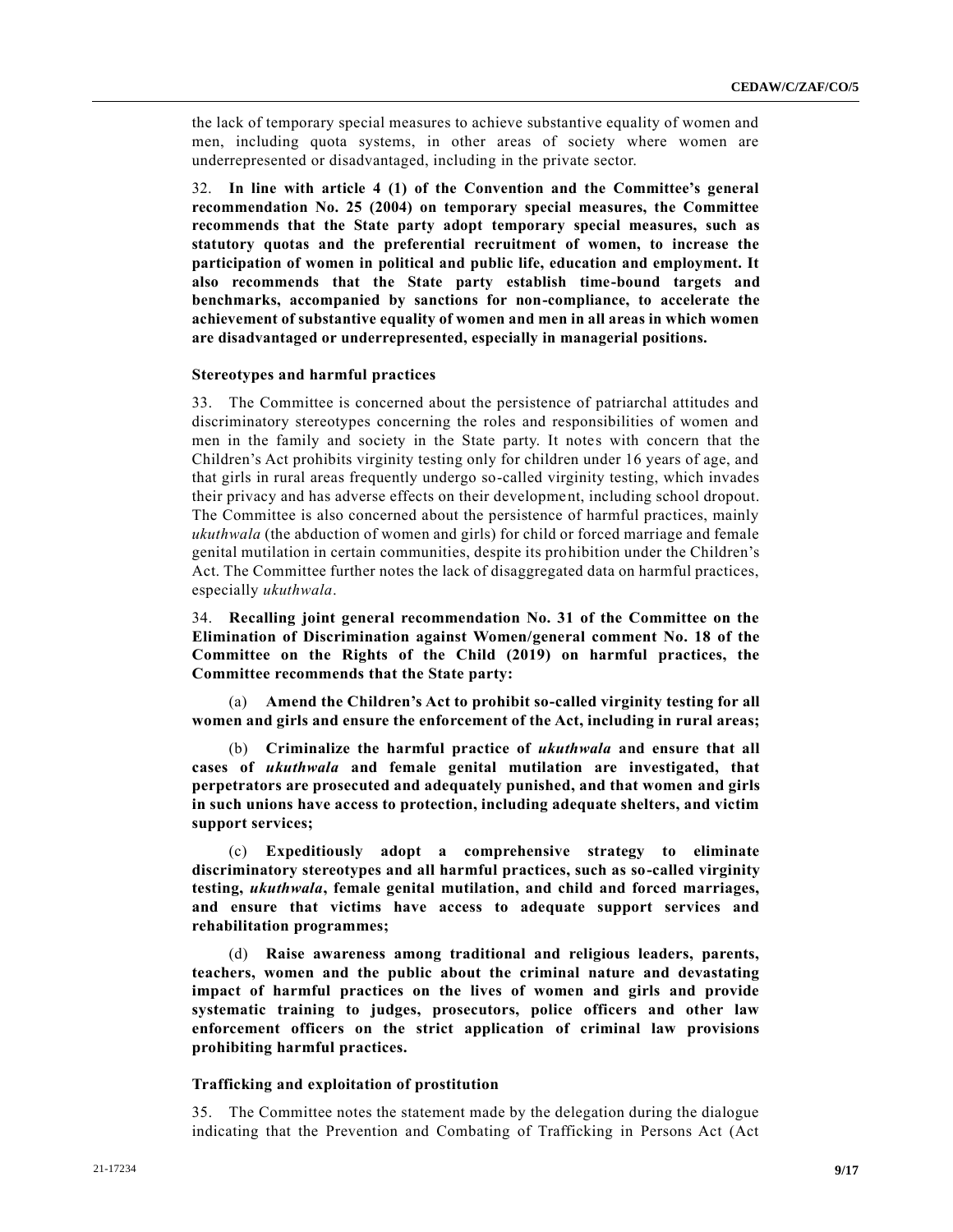the lack of temporary special measures to achieve substantive equality of women and men, including quota systems, in other areas of society where women are underrepresented or disadvantaged, including in the private sector.

32. **In line with article 4 (1) of the Convention and the Committee's general recommendation No. 25 (2004) on temporary special measures, the Committee recommends that the State party adopt temporary special measures, such as statutory quotas and the preferential recruitment of women, to increase the participation of women in political and public life, education and employment. It also recommends that the State party establish time-bound targets and benchmarks, accompanied by sanctions for non-compliance, to accelerate the achievement of substantive equality of women and men in all areas in which women are disadvantaged or underrepresented, especially in managerial positions.**

### Stereotypes and harmful practices

33. The Committee is concerned about the persistence of patriarchal attitudes and discriminatory stereotypes concerning the roles and responsibilities of women and men in the family and society in the State party. It notes with concern that the Children's Act prohibits virginity testing only for children under 16 years of age, and that girls in rural areas frequently undergo so-called virginity testing, which invades their privacy and has adverse effects on their development, including school dropout. The Committee is also concerned about the persistence of harmful practices, mainly *ukuthwala* (the abduction of women and girls) for child or forced marriage and female genital mutilation in certain communities, despite its prohibition under the Children's Act. The Committee further notes the lack of disaggregated data on harmful practices, especially *ukuthwala*.

34. **Recalling joint general recommendation No. 31 of the Committee on the Elimination of Discrimination against Women/general comment No. 18 of the Committee on the Rights of the Child (2019) on harmful practices, the Committee recommends that the State party:**

(a) **Amend the Children's Act to prohibit so-called virginity testing for all women and girls and ensure the enforcement of the Act, including in rural areas;**

(b) **Criminalize the harmful practice of *ukuthwala* and ensure that all cases of *ukuthwala* and female genital mutilation are investigated, that perpetrators are prosecuted and adequately punished, and that women and girls in such unions have access to protection, including adequate shelters, and victim support services;**

(c) **Expeditiously adopt a comprehensive strategy to eliminate discriminatory stereotypes and all harmful practices, such as so-called virginity testing, *ukuthwala*, female genital mutilation, and child and forced marriages, and ensure that victims have access to adequate support services and rehabilitation programmes;**

(d) **Raise awareness among traditional and religious leaders, parents, teachers, women and the public about the criminal nature and devastating impact of harmful practices on the lives of women and girls and provide systematic training to judges, prosecutors, police officers and other law enforcement officers on the strict application of criminal law provisions prohibiting harmful practices.**

### Trafficking and exploitation of prostitution

35. The Committee notes the statement made by the delegation during the dialogue indicating that the Prevention and Combating of Trafficking in Persons Act (Act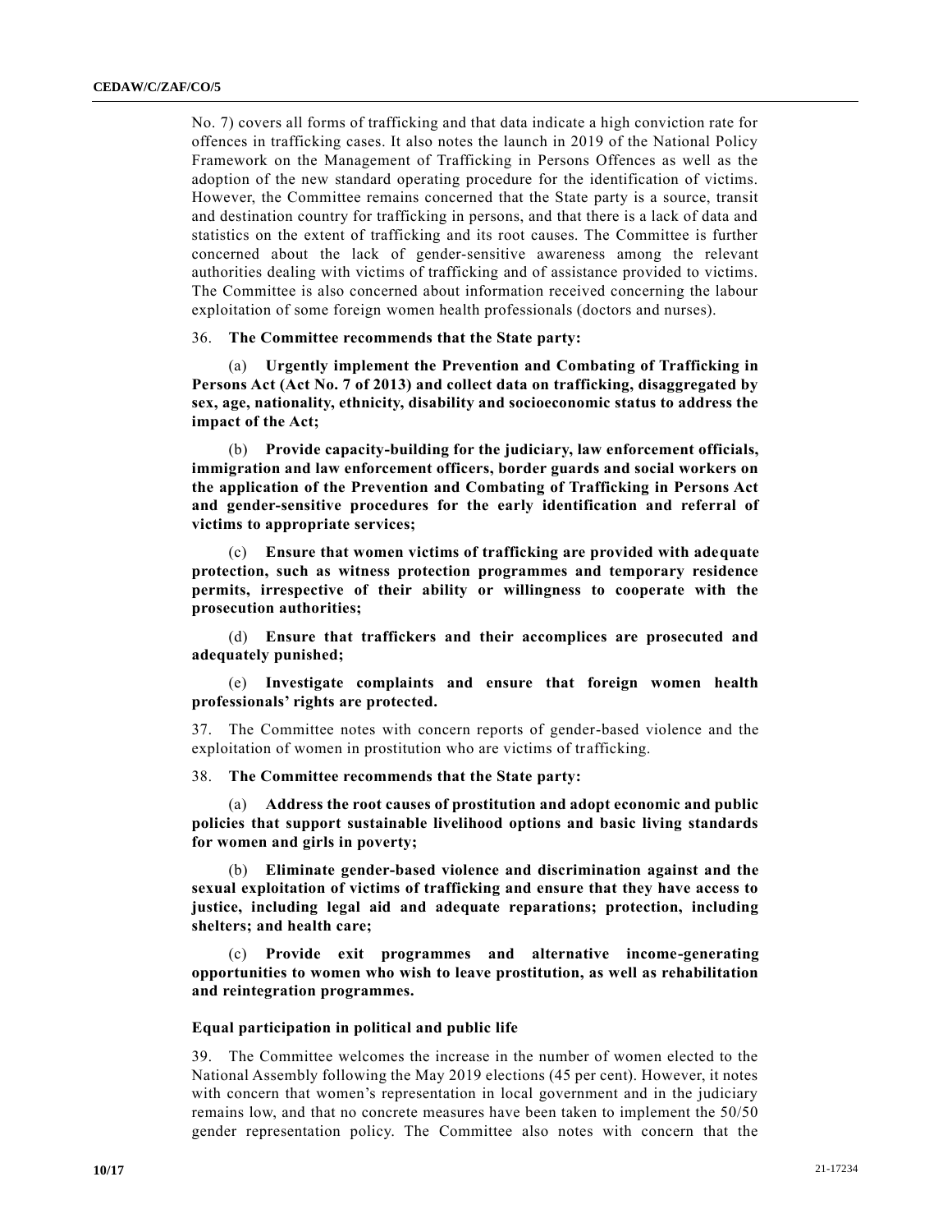No. 7) covers all forms of trafficking and that data indicate a high conviction rate for offences in trafficking cases. It also notes the launch in 2019 of the National Policy Framework on the Management of Trafficking in Persons Offences as well as the adoption of the new standard operating procedure for the identification of victims. However, the Committee remains concerned that the State party is a source, transit and destination country for trafficking in persons, and that there is a lack of data and statistics on the extent of trafficking and its root causes. The Committee is further concerned about the lack of gender-sensitive awareness among the relevant authorities dealing with victims of trafficking and of assistance provided to victims. The Committee is also concerned about information received concerning the labour exploitation of some foreign women health professionals (doctors and nurses).

36. **The Committee recommends that the State party:**

(a) **Urgently implement the Prevention and Combating of Trafficking in Persons Act (Act No. 7 of 2013) and collect data on trafficking, disaggregated by sex, age, nationality, ethnicity, disability and socioeconomic status to address the impact of the Act;**

(b) **Provide capacity-building for the judiciary, law enforcement officials, immigration and law enforcement officers, border guards and social workers on the application of the Prevention and Combating of Trafficking in Persons Act and gender-sensitive procedures for the early identification and referral of victims to appropriate services;**

(c) **Ensure that women victims of trafficking are provided with adequate protection, such as witness protection programmes and temporary residence permits, irrespective of their ability or willingness to cooperate with the prosecution authorities;**

(d) **Ensure that traffickers and their accomplices are prosecuted and adequately punished;**

(e) **Investigate complaints and ensure that foreign women health professionals' rights are protected.**

37. The Committee notes with concern reports of gender-based violence and the exploitation of women in prostitution who are victims of trafficking.

38. **The Committee recommends that the State party:**

(a) **Address the root causes of prostitution and adopt economic and public policies that support sustainable livelihood options and basic living standards for women and girls in poverty;**

(b) **Eliminate gender-based violence and discrimination against and the sexual exploitation of victims of trafficking and ensure that they have access to justice, including legal aid and adequate reparations; protection, including shelters; and health care;**

(c) **Provide exit programmes and alternative income-generating opportunities to women who wish to leave prostitution, as well as rehabilitation and reintegration programmes.**

### Equal participation in political and public life

39. The Committee welcomes the increase in the number of women elected to the National Assembly following the May 2019 elections (45 per cent). However, it notes with concern that women's representation in local government and in the judiciary remains low, and that no concrete measures have been taken to implement the 50/50 gender representation policy. The Committee also notes with concern that the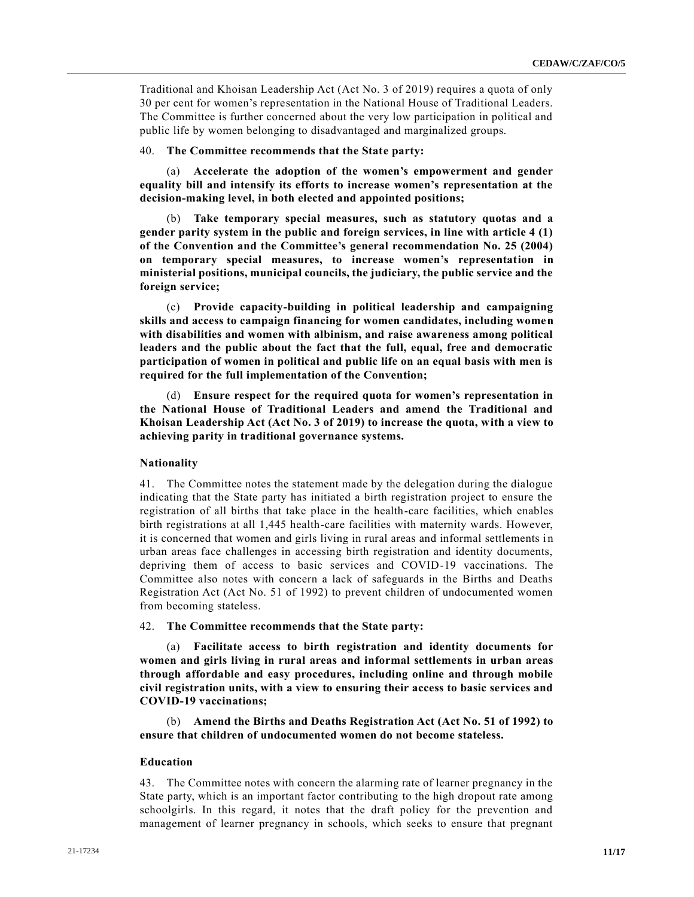Traditional and Khoisan Leadership Act (Act No. 3 of 2019) requires a quota of only 30 per cent for women's representation in the National House of Traditional Leaders. The Committee is further concerned about the very low participation in political and public life by women belonging to disadvantaged and marginalized groups.

40. **The Committee recommends that the State party:**

(a) **Accelerate the adoption of the women's empowerment and gender equality bill and intensify its efforts to increase women's representation at the decision-making level, in both elected and appointed positions;**

(b) **Take temporary special measures, such as statutory quotas and a gender parity system in the public and foreign services, in line with article 4 (1) of the Convention and the Committee's general recommendation No. 25 (2004) on temporary special measures, to increase women's representation in ministerial positions, municipal councils, the judiciary, the public service and the foreign service;**

(c) **Provide capacity-building in political leadership and campaigning skills and access to campaign financing for women candidates, including women with disabilities and women with albinism, and raise awareness among political leaders and the public about the fact that the full, equal, free and democratic participation of women in political and public life on an equal basis with men is required for the full implementation of the Convention;**

(d) **Ensure respect for the required quota for women's representation in the National House of Traditional Leaders and amend the Traditional and Khoisan Leadership Act (Act No. 3 of 2019) to increase the quota, with a view to achieving parity in traditional governance systems.**

### Nationality

41. The Committee notes the statement made by the delegation during the dialogue indicating that the State party has initiated a birth registration project to ensure the registration of all births that take place in the health-care facilities, which enables birth registrations at all 1,445 health-care facilities with maternity wards. However, it is concerned that women and girls living in rural areas and informal settlements in urban areas face challenges in accessing birth registration and identity documents, depriving them of access to basic services and COVID-19 vaccinations. The Committee also notes with concern a lack of safeguards in the Births and Deaths Registration Act (Act No. 51 of 1992) to prevent children of undocumented women from becoming stateless.

42. **The Committee recommends that the State party:**

(a) **Facilitate access to birth registration and identity documents for women and girls living in rural areas and informal settlements in urban areas through affordable and easy procedures, including online and through mobile civil registration units, with a view to ensuring their access to basic services and COVID-19 vaccinations;**

(b) **Amend the Births and Deaths Registration Act (Act No. 51 of 1992) to ensure that children of undocumented women do not become stateless.**

### Education

43. The Committee notes with concern the alarming rate of learner pregnancy in the State party, which is an important factor contributing to the high dropout rate among schoolgirls. In this regard, it notes that the draft policy for the prevention and management of learner pregnancy in schools, which seeks to ensure that pregnant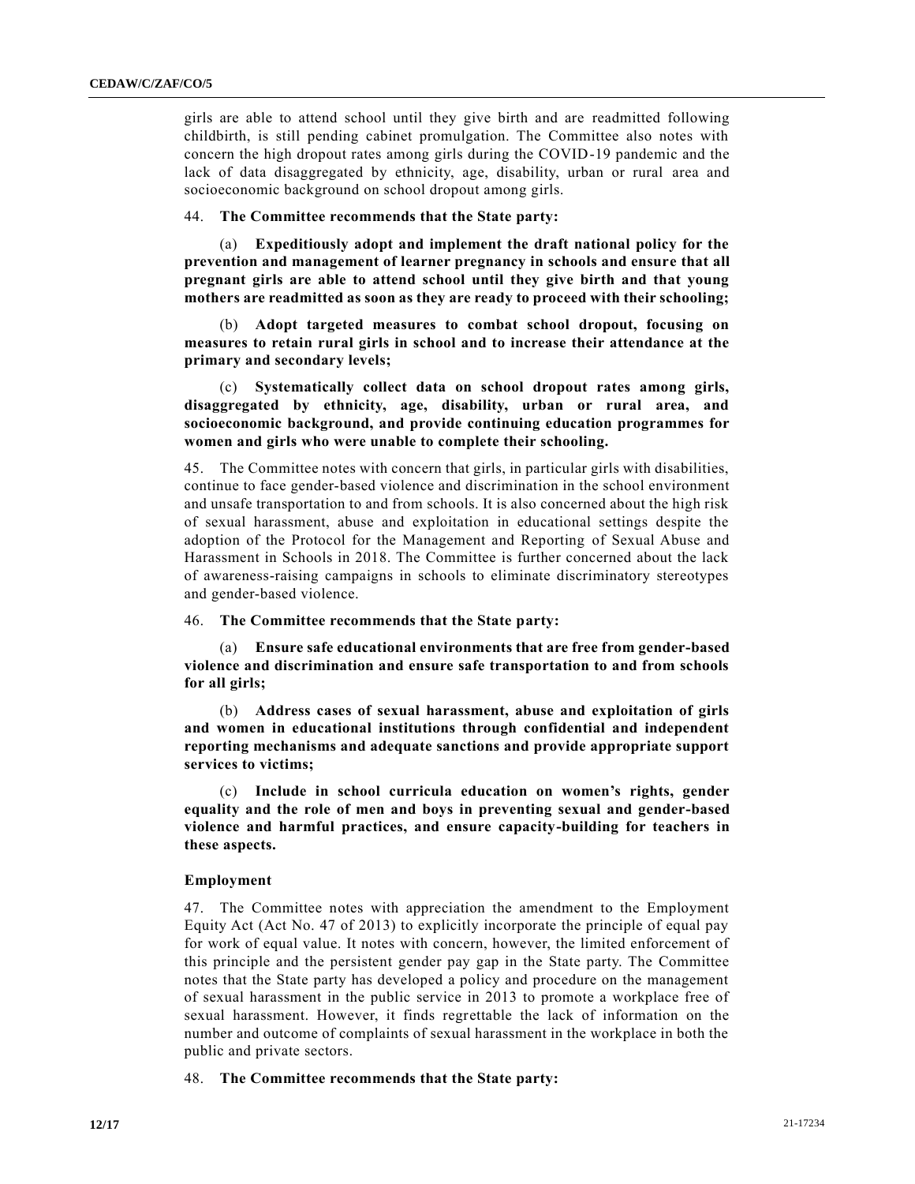girls are able to attend school until they give birth and are readmitted following childbirth, is still pending cabinet promulgation. The Committee also notes with concern the high dropout rates among girls during the COVID-19 pandemic and the lack of data disaggregated by ethnicity, age, disability, urban or rural area and socioeconomic background on school dropout among girls.

44. **The Committee recommends that the State party:**

(a) **Expeditiously adopt and implement the draft national policy for the prevention and management of learner pregnancy in schools and ensure that all pregnant girls are able to attend school until they give birth and that young mothers are readmitted as soon as they are ready to proceed with their schooling;**

(b) **Adopt targeted measures to combat school dropout, focusing on measures to retain rural girls in school and to increase their attendance at the primary and secondary levels;**

(c) **Systematically collect data on school dropout rates among girls, disaggregated by ethnicity, age, disability, urban or rural area, and socioeconomic background, and provide continuing education programmes for women and girls who were unable to complete their schooling.**

45. The Committee notes with concern that girls, in particular girls with disabilities, continue to face gender-based violence and discrimination in the school environment and unsafe transportation to and from schools. It is also concerned about the high risk of sexual harassment, abuse and exploitation in educational settings despite the adoption of the Protocol for the Management and Reporting of Sexual Abuse and Harassment in Schools in 2018. The Committee is further concerned about the lack of awareness-raising campaigns in schools to eliminate discriminatory stereotypes and gender-based violence.

46. **The Committee recommends that the State party:**

(a) **Ensure safe educational environments that are free from gender-based violence and discrimination and ensure safe transportation to and from schools for all girls;**

(b) **Address cases of sexual harassment, abuse and exploitation of girls and women in educational institutions through confidential and independent reporting mechanisms and adequate sanctions and provide appropriate support services to victims;**

(c) **Include in school curricula education on women's rights, gender equality and the role of men and boys in preventing sexual and gender-based violence and harmful practices, and ensure capacity-building for teachers in these aspects.**

### Employment

47. The Committee notes with appreciation the amendment to the Employment Equity Act (Act No. 47 of 2013) to explicitly incorporate the principle of equal pay for work of equal value. It notes with concern, however, the limited enforcement of this principle and the persistent gender pay gap in the State party. The Committee notes that the State party has developed a policy and procedure on the management of sexual harassment in the public service in 2013 to promote a workplace free of sexual harassment. However, it finds regrettable the lack of information on the number and outcome of complaints of sexual harassment in the workplace in both the public and private sectors.

48. **The Committee recommends that the State party:**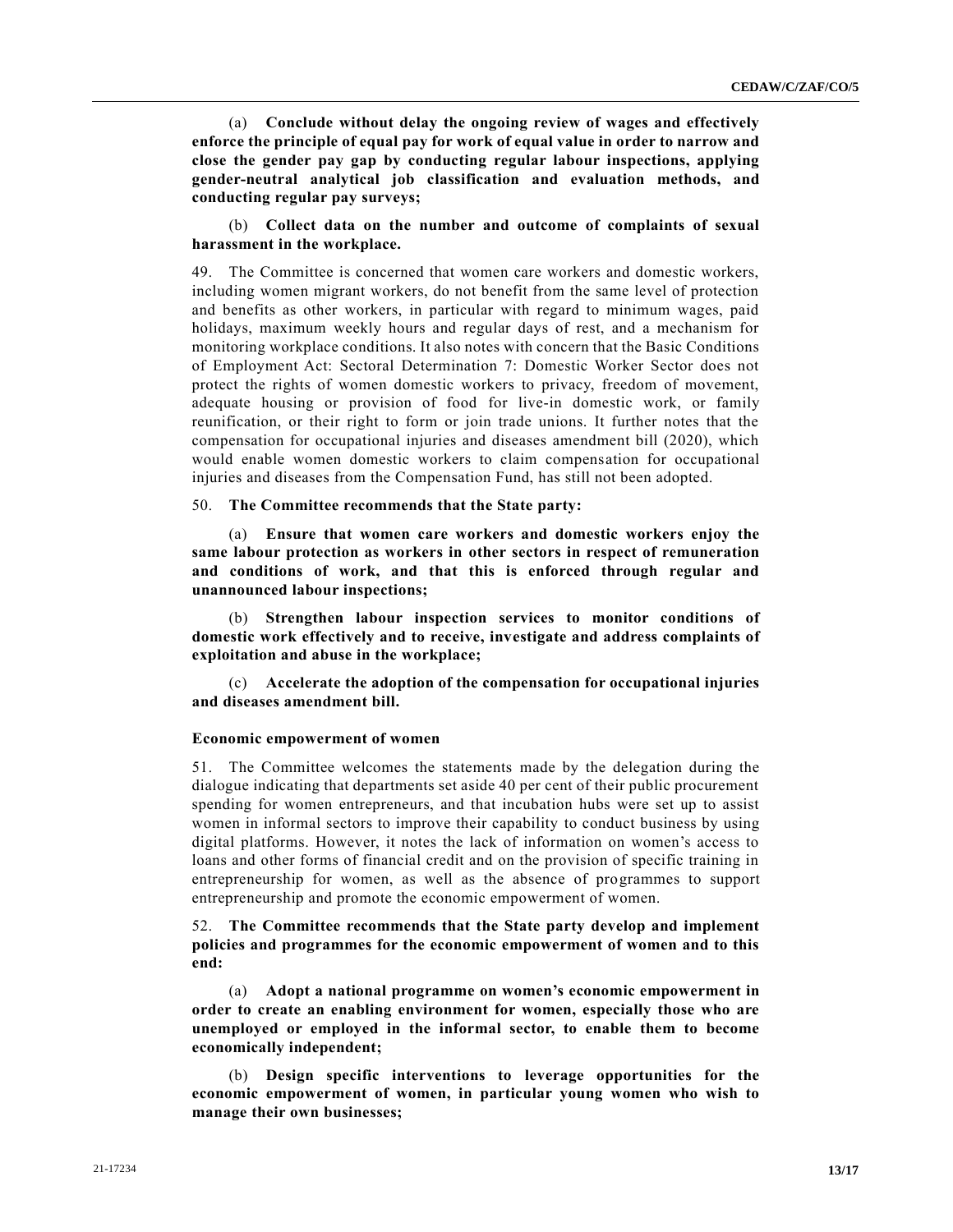(a) **Conclude without delay the ongoing review of wages and effectively enforce the principle of equal pay for work of equal value in order to narrow and close the gender pay gap by conducting regular labour inspections, applying gender-neutral analytical job classification and evaluation methods, and conducting regular pay surveys;**

(b) **Collect data on the number and outcome of complaints of sexual harassment in the workplace.**

49. The Committee is concerned that women care workers and domestic workers, including women migrant workers, do not benefit from the same level of protection and benefits as other workers, in particular with regard to minimum wages, paid holidays, maximum weekly hours and regular days of rest, and a mechanism for monitoring workplace conditions. It also notes with concern that the Basic Conditions of Employment Act: Sectoral Determination 7: Domestic Worker Sector does not protect the rights of women domestic workers to privacy, freedom of movement, adequate housing or provision of food for live-in domestic work, or family reunification, or their right to form or join trade unions. It further notes that the compensation for occupational injuries and diseases amendment bill (2020), which would enable women domestic workers to claim compensation for occupational injuries and diseases from the Compensation Fund, has still not been adopted.

50. **The Committee recommends that the State party:**

(a) **Ensure that women care workers and domestic workers enjoy the same labour protection as workers in other sectors in respect of remuneration and conditions of work, and that this is enforced through regular and unannounced labour inspections;**

(b) **Strengthen labour inspection services to monitor conditions of domestic work effectively and to receive, investigate and address complaints of exploitation and abuse in the workplace;**

(c) **Accelerate the adoption of the compensation for occupational injuries and diseases amendment bill.**

### Economic empowerment of women

51. The Committee welcomes the statements made by the delegation during the dialogue indicating that departments set aside 40 per cent of their public procurement spending for women entrepreneurs, and that incubation hubs were set up to assist women in informal sectors to improve their capability to conduct business by using digital platforms. However, it notes the lack of information on women's access to loans and other forms of financial credit and on the provision of specific training in entrepreneurship for women, as well as the absence of programmes to support entrepreneurship and promote the economic empowerment of women.

52. **The Committee recommends that the State party develop and implement policies and programmes for the economic empowerment of women and to this end:**

(a) **Adopt a national programme on women's economic empowerment in order to create an enabling environment for women, especially those who are unemployed or employed in the informal sector, to enable them to become economically independent;**

(b) **Design specific interventions to leverage opportunities for the economic empowerment of women, in particular young women who wish to manage their own businesses;**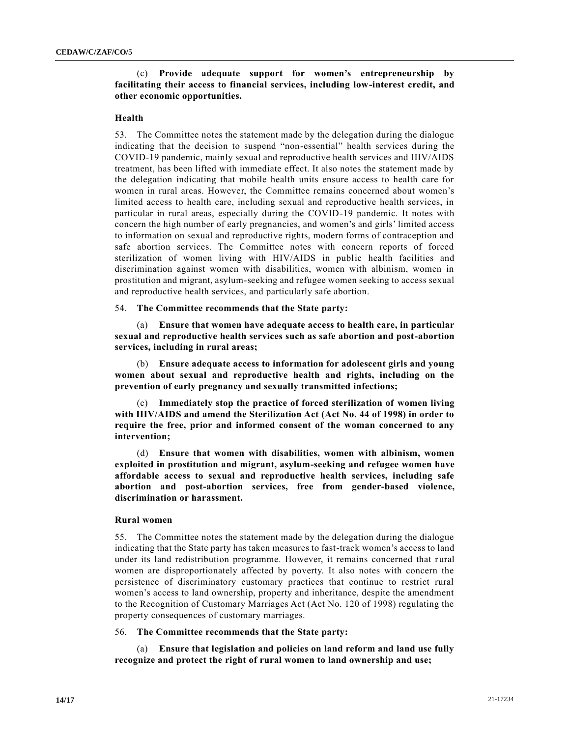(c) **Provide adequate support for women's entrepreneurship by facilitating their access to financial services, including low-interest credit, and other economic opportunities.**

### Health

53. The Committee notes the statement made by the delegation during the dialogue indicating that the decision to suspend "non-essential" health services during the COVID-19 pandemic, mainly sexual and reproductive health services and HIV/AIDS treatment, has been lifted with immediate effect. It also notes the statement made by the delegation indicating that mobile health units ensure access to health care for women in rural areas. However, the Committee remains concerned about women's limited access to health care, including sexual and reproductive health services, in particular in rural areas, especially during the COVID-19 pandemic. It notes with concern the high number of early pregnancies, and women's and girls' limited access to information on sexual and reproductive rights, modern forms of contraception and safe abortion services. The Committee notes with concern reports of forced sterilization of women living with HIV/AIDS in public health facilities and discrimination against women with disabilities, women with albinism, women in prostitution and migrant, asylum-seeking and refugee women seeking to access sexual and reproductive health services, and particularly safe abortion.

54. **The Committee recommends that the State party:**

(a) **Ensure that women have adequate access to health care, in particular sexual and reproductive health services such as safe abortion and post-abortion services, including in rural areas;**

(b) **Ensure adequate access to information for adolescent girls and young women about sexual and reproductive health and rights, including on the prevention of early pregnancy and sexually transmitted infections;**

(c) **Immediately stop the practice of forced sterilization of women living with HIV/AIDS and amend the Sterilization Act (Act No. 44 of 1998) in order to require the free, prior and informed consent of the woman concerned to any intervention;**

(d) **Ensure that women with disabilities, women with albinism, women exploited in prostitution and migrant, asylum-seeking and refugee women have affordable access to sexual and reproductive health services, including safe abortion and post-abortion services, free from gender-based violence, discrimination or harassment.**

### Rural women

55. The Committee notes the statement made by the delegation during the dialogue indicating that the State party has taken measures to fast-track women's access to land under its land redistribution programme. However, it remains concerned that rural women are disproportionately affected by poverty. It also notes with concern the persistence of discriminatory customary practices that continue to restrict rural women's access to land ownership, property and inheritance, despite the amendment to the Recognition of Customary Marriages Act (Act No. 120 of 1998) regulating the property consequences of customary marriages.

56. **The Committee recommends that the State party:**

(a) **Ensure that legislation and policies on land reform and land use fully recognize and protect the right of rural women to land ownership and use;**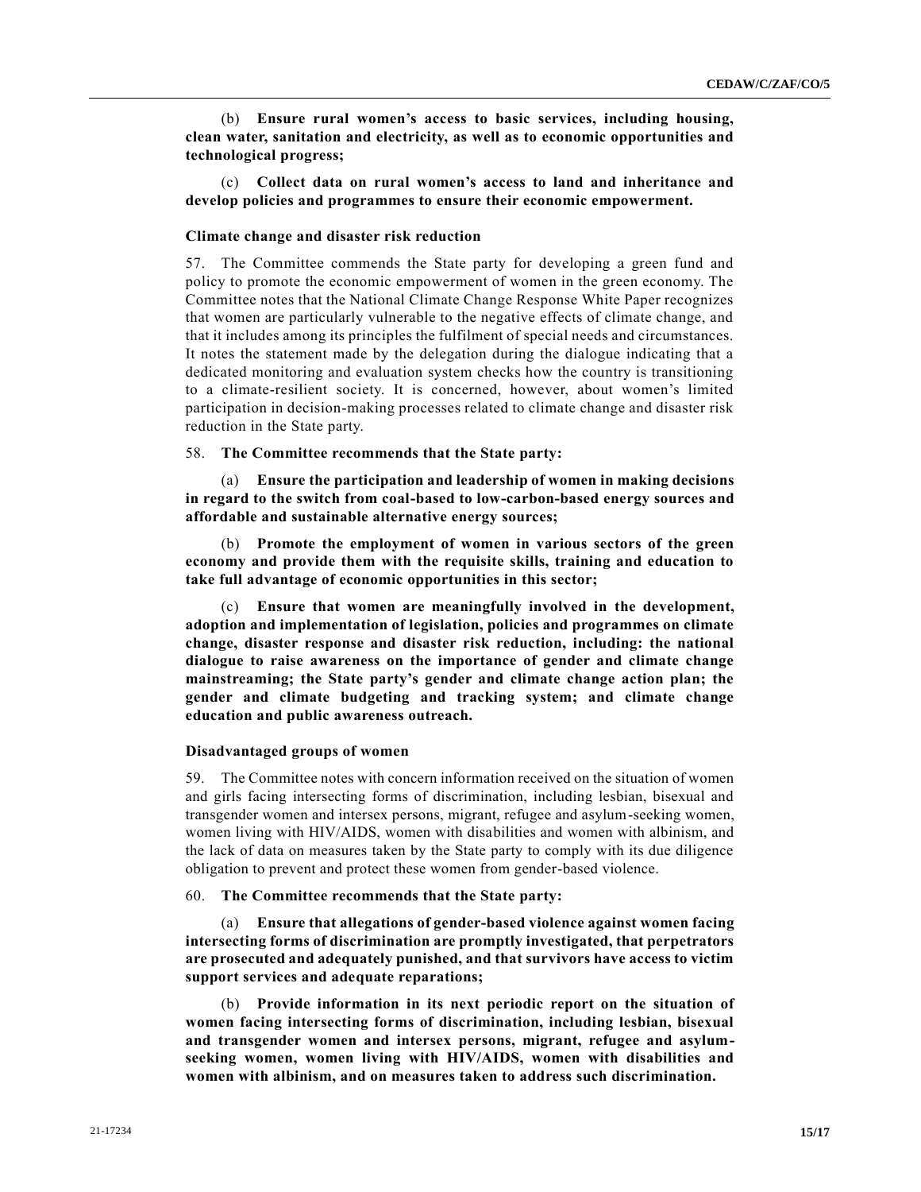(b) **Ensure rural women's access to basic services, including housing, clean water, sanitation and electricity, as well as to economic opportunities and technological progress;**

(c) **Collect data on rural women's access to land and inheritance and develop policies and programmes to ensure their economic empowerment.**

### Climate change and disaster risk reduction

57. The Committee commends the State party for developing a green fund and policy to promote the economic empowerment of women in the green economy. The Committee notes that the National Climate Change Response White Paper recognizes that women are particularly vulnerable to the negative effects of climate change, and that it includes among its principles the fulfilment of special needs and circumstances. It notes the statement made by the delegation during the dialogue indicating that a dedicated monitoring and evaluation system checks how the country is transitioning to a climate-resilient society. It is concerned, however, about women's limited participation in decision-making processes related to climate change and disaster risk reduction in the State party.

58. **The Committee recommends that the State party:**

(a) **Ensure the participation and leadership of women in making decisions in regard to the switch from coal-based to low-carbon-based energy sources and affordable and sustainable alternative energy sources;**

(b) **Promote the employment of women in various sectors of the green economy and provide them with the requisite skills, training and education to take full advantage of economic opportunities in this sector;**

(c) **Ensure that women are meaningfully involved in the development, adoption and implementation of legislation, policies and programmes on climate change, disaster response and disaster risk reduction, including: the national dialogue to raise awareness on the importance of gender and climate change mainstreaming; the State party's gender and climate change action plan; the gender and climate budgeting and tracking system; and climate change education and public awareness outreach.**

### Disadvantaged groups of women

59. The Committee notes with concern information received on the situation of women and girls facing intersecting forms of discrimination, including lesbian, bisexual and transgender women and intersex persons, migrant, refugee and asylum-seeking women, women living with HIV/AIDS, women with disabilities and women with albinism, and the lack of data on measures taken by the State party to comply with its due diligence obligation to prevent and protect these women from gender-based violence.

60. **The Committee recommends that the State party:**

(a) **Ensure that allegations of gender-based violence against women facing intersecting forms of discrimination are promptly investigated, that perpetrators are prosecuted and adequately punished, and that survivors have access to victim support services and adequate reparations;**

(b) **Provide information in its next periodic report on the situation of women facing intersecting forms of discrimination, including lesbian, bisexual and transgender women and intersex persons, migrant, refugee and asylum-seeking women, women living with HIV/AIDS, women with disabilities and women with albinism, and on measures taken to address such discrimination.**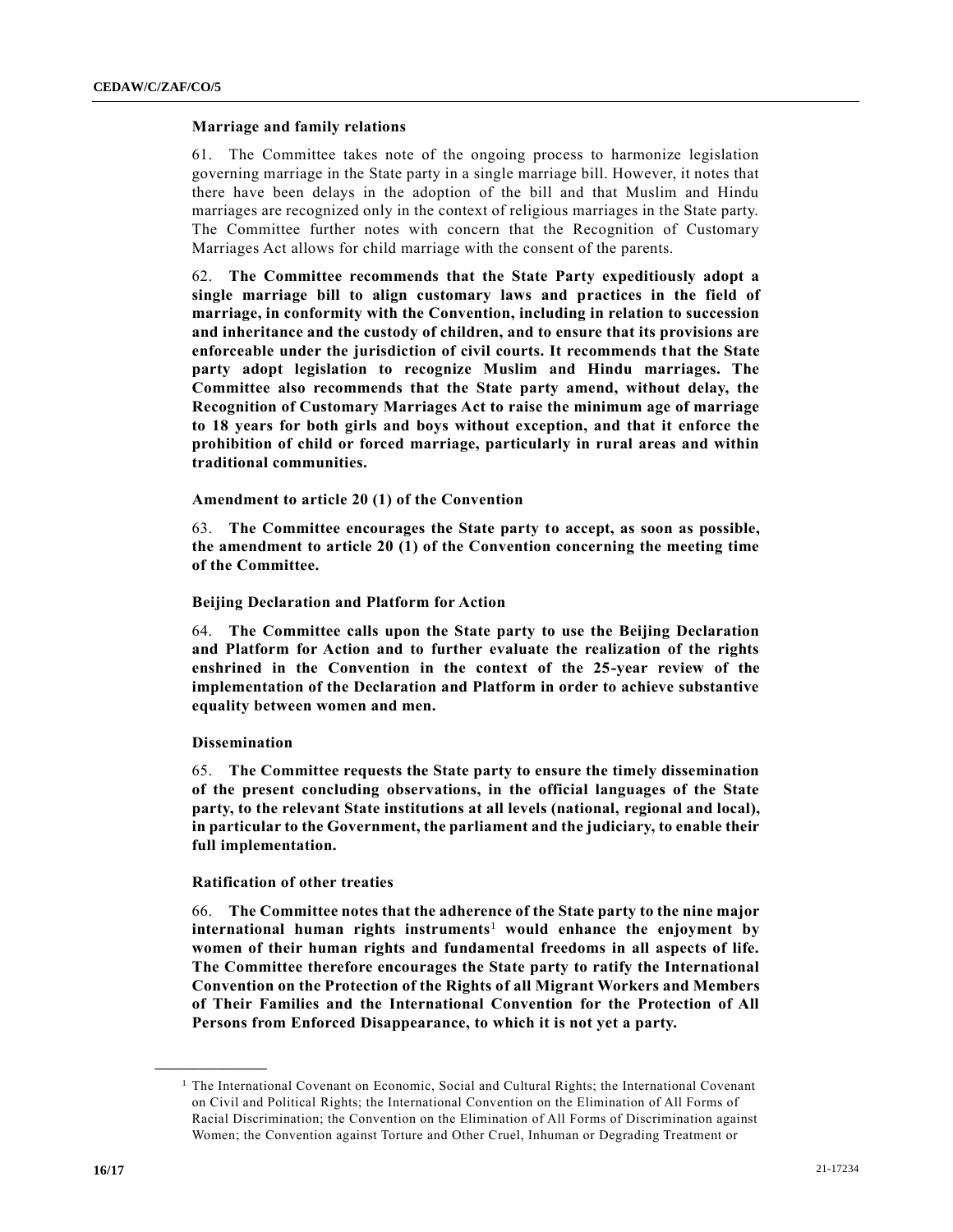### Marriage and family relations

61. The Committee takes note of the ongoing process to harmonize legislation governing marriage in the State party in a single marriage bill. However, it notes that there have been delays in the adoption of the bill and that Muslim and Hindu marriages are recognized only in the context of religious marriages in the State party. The Committee further notes with concern that the Recognition of Customary Marriages Act allows for child marriage with the consent of the parents.

62. **The Committee recommends that the State Party expeditiously adopt a single marriage bill to align customary laws and practices in the field of marriage, in conformity with the Convention, including in relation to succession and inheritance and the custody of children, and to ensure that its provisions are enforceable under the jurisdiction of civil courts. It recommends that the State party adopt legislation to recognize Muslim and Hindu marriages. The Committee also recommends that the State party amend, without delay, the Recognition of Customary Marriages Act to raise the minimum age of marriage to 18 years for both girls and boys without exception, and that it enforce the prohibition of child or forced marriage, particularly in rural areas and within traditional communities.**

### Amendment to article 20 (1) of the Convention

63. **The Committee encourages the State party to accept, as soon as possible, the amendment to article 20 (1) of the Convention concerning the meeting time of the Committee.**

### Beijing Declaration and Platform for Action

64. **The Committee calls upon the State party to use the Beijing Declaration and Platform for Action and to further evaluate the realization of the rights enshrined in the Convention in the context of the 25-year review of the implementation of the Declaration and Platform in order to achieve substantive equality between women and men.**

### Dissemination

65. **The Committee requests the State party to ensure the timely dissemination of the present concluding observations, in the official languages of the State party, to the relevant State institutions at all levels (national, regional and local), in particular to the Government, the parliament and the judiciary, to enable their full implementation.**

### Ratification of other treaties

66. **The Committee notes that the adherence of the State party to the nine major international human rights instruments**[1] **would enhance the enjoyment by women of their human rights and fundamental freedoms in all aspects of life. The Committee therefore encourages the State party to ratify the International Convention on the Protection of the Rights of all Migrant Workers and Members of Their Families and the International Convention for the Protection of All Persons from Enforced Disappearance, to which it is not yet a party.**

---

[1] The International Covenant on Economic, Social and Cultural Rights; the International Covenant on Civil and Political Rights; the International Convention on the Elimination of All Forms of Racial Discrimination; the Convention on the Elimination of All Forms of Discrimination against Women; the Convention against Torture and Other Cruel, Inhuman or Degrading Treatment or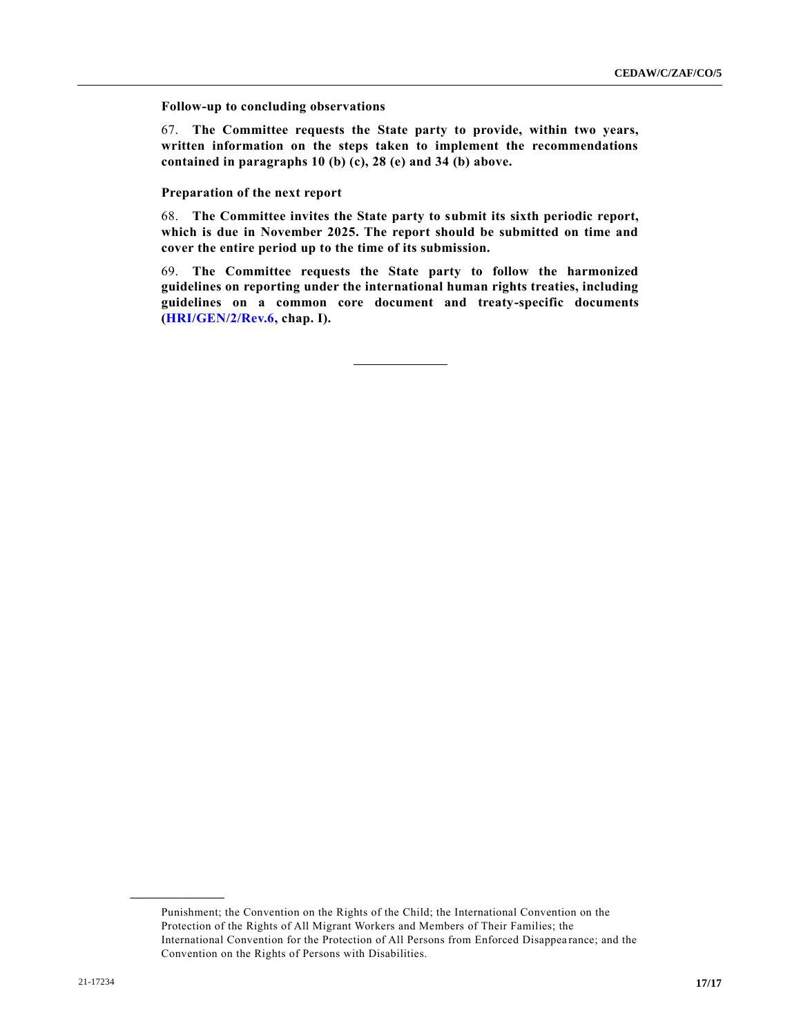### Follow-up to concluding observations

67. **The Committee requests the State party to provide, within two years, written information on the steps taken to implement the recommendations contained in paragraphs 10 (b) (c), 28 (e) and 34 (b) above.**

### Preparation of the next report

68. **The Committee invites the State party to submit its sixth periodic report, which is due in November 2025. The report should be submitted on time and cover the entire period up to the time of its submission.**

69. **The Committee requests the State party to follow the harmonized guidelines on reporting under the international human rights treaties, including guidelines on a common core document and treaty-specific documents (HRI/GEN/2/Rev.6, chap. I).**

---

Punishment; the Convention on the Rights of the Child; the International Convention on the Protection of the Rights of All Migrant Workers and Members of Their Families; the International Convention for the Protection of All Persons from Enforced Disappearance; and the Convention on the Rights of Persons with Disabilities.